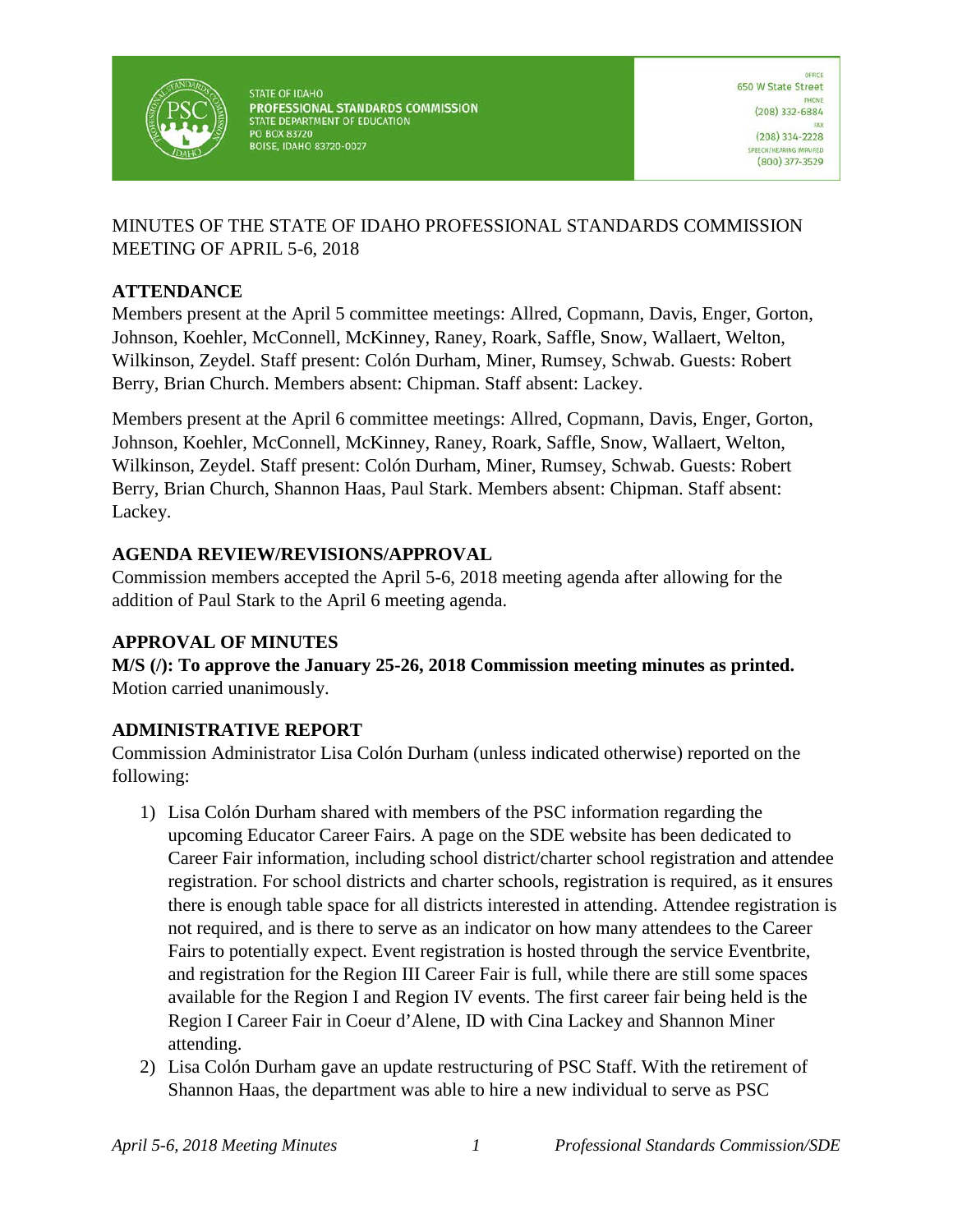STATE OF IDAHO
**PROFESSIONAL STANDARDS COMMISSION**
STATE DEPARTMENT OF EDUCATION
PO BOX 83720
BOISE, IDAHO 83720-0027

OFFICE
650 W State Street
PHONE
(208) 332-6884
FAX
(208) 334-2228
SPEECH/HEARING IMPAIRED
(800) 377-3529

MINUTES OF THE STATE OF IDAHO PROFESSIONAL STANDARDS COMMISSION MEETING OF APRIL 5-6, 2018

## ATTENDANCE

Members present at the April 5 committee meetings: Allred, Copmann, Davis, Enger, Gorton, Johnson, Koehler, McConnell, McKinney, Raney, Roark, Saffle, Snow, Wallaert, Welton, Wilkinson, Zeydel. Staff present: Colón Durham, Miner, Rumsey, Schwab. Guests: Robert Berry, Brian Church. Members absent: Chipman. Staff absent: Lackey.

Members present at the April 6 committee meetings: Allred, Copmann, Davis, Enger, Gorton, Johnson, Koehler, McConnell, McKinney, Raney, Roark, Saffle, Snow, Wallaert, Welton, Wilkinson, Zeydel. Staff present: Colón Durham, Miner, Rumsey, Schwab. Guests: Robert Berry, Brian Church, Shannon Haas, Paul Stark. Members absent: Chipman. Staff absent: Lackey.

## AGENDA REVIEW/REVISIONS/APPROVAL

Commission members accepted the April 5-6, 2018 meeting agenda after allowing for the addition of Paul Stark to the April 6 meeting agenda.

## APPROVAL OF MINUTES

**M/S (/): To approve the January 25-26, 2018 Commission meeting minutes as printed.** Motion carried unanimously.

## ADMINISTRATIVE REPORT

Commission Administrator Lisa Colón Durham (unless indicated otherwise) reported on the following:

1) Lisa Colón Durham shared with members of the PSC information regarding the upcoming Educator Career Fairs. A page on the SDE website has been dedicated to Career Fair information, including school district/charter school registration and attendee registration. For school districts and charter schools, registration is required, as it ensures there is enough table space for all districts interested in attending. Attendee registration is not required, and is there to serve as an indicator on how many attendees to the Career Fairs to potentially expect. Event registration is hosted through the service Eventbrite, and registration for the Region III Career Fair is full, while there are still some spaces available for the Region I and Region IV events. The first career fair being held is the Region I Career Fair in Coeur d'Alene, ID with Cina Lackey and Shannon Miner attending.
2) Lisa Colón Durham gave an update restructuring of PSC Staff. With the retirement of Shannon Haas, the department was able to hire a new individual to serve as PSC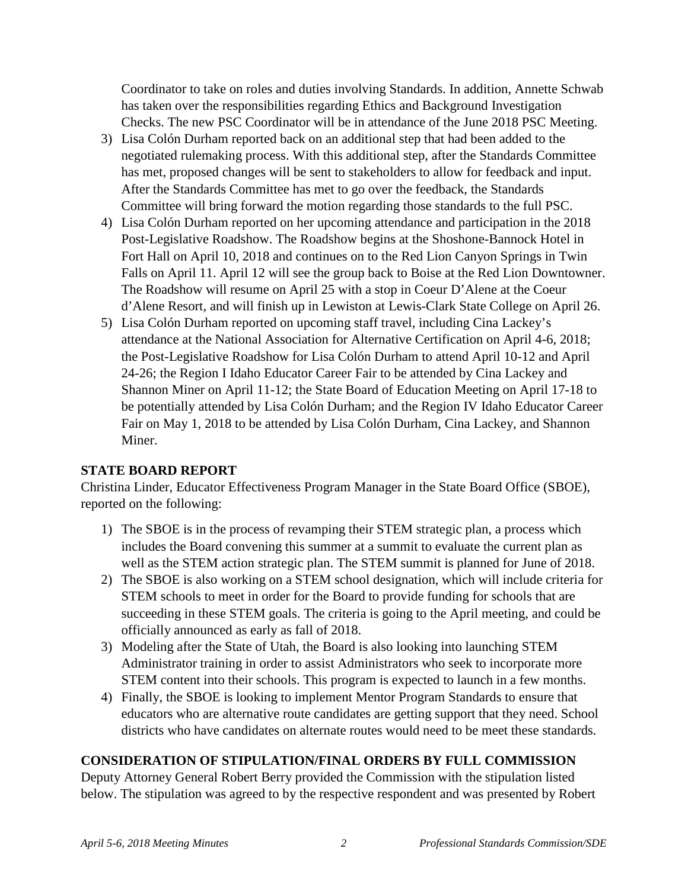Coordinator to take on roles and duties involving Standards. In addition, Annette Schwab has taken over the responsibilities regarding Ethics and Background Investigation Checks. The new PSC Coordinator will be in attendance of the June 2018 PSC Meeting.

3) Lisa Colón Durham reported back on an additional step that had been added to the negotiated rulemaking process. With this additional step, after the Standards Committee has met, proposed changes will be sent to stakeholders to allow for feedback and input. After the Standards Committee has met to go over the feedback, the Standards Committee will bring forward the motion regarding those standards to the full PSC.
4) Lisa Colón Durham reported on her upcoming attendance and participation in the 2018 Post-Legislative Roadshow. The Roadshow begins at the Shoshone-Bannock Hotel in Fort Hall on April 10, 2018 and continues on to the Red Lion Canyon Springs in Twin Falls on April 11. April 12 will see the group back to Boise at the Red Lion Downtowner. The Roadshow will resume on April 25 with a stop in Coeur D'Alene at the Coeur d'Alene Resort, and will finish up in Lewiston at Lewis-Clark State College on April 26.
5) Lisa Colón Durham reported on upcoming staff travel, including Cina Lackey's attendance at the National Association for Alternative Certification on April 4-6, 2018; the Post-Legislative Roadshow for Lisa Colón Durham to attend April 10-12 and April 24-26; the Region I Idaho Educator Career Fair to be attended by Cina Lackey and Shannon Miner on April 11-12; the State Board of Education Meeting on April 17-18 to be potentially attended by Lisa Colón Durham; and the Region IV Idaho Educator Career Fair on May 1, 2018 to be attended by Lisa Colón Durham, Cina Lackey, and Shannon Miner.

**STATE BOARD REPORT**

Christina Linder, Educator Effectiveness Program Manager in the State Board Office (SBOE), reported on the following:

1) The SBOE is in the process of revamping their STEM strategic plan, a process which includes the Board convening this summer at a summit to evaluate the current plan as well as the STEM action strategic plan. The STEM summit is planned for June of 2018.
2) The SBOE is also working on a STEM school designation, which will include criteria for STEM schools to meet in order for the Board to provide funding for schools that are succeeding in these STEM goals. The criteria is going to the April meeting, and could be officially announced as early as fall of 2018.
3) Modeling after the State of Utah, the Board is also looking into launching STEM Administrator training in order to assist Administrators who seek to incorporate more STEM content into their schools. This program is expected to launch in a few months.
4) Finally, the SBOE is looking to implement Mentor Program Standards to ensure that educators who are alternative route candidates are getting support that they need. School districts who have candidates on alternate routes would need to be meet these standards.

**CONSIDERATION OF STIPULATION/FINAL ORDERS BY FULL COMMISSION**

Deputy Attorney General Robert Berry provided the Commission with the stipulation listed below. The stipulation was agreed to by the respective respondent and was presented by Robert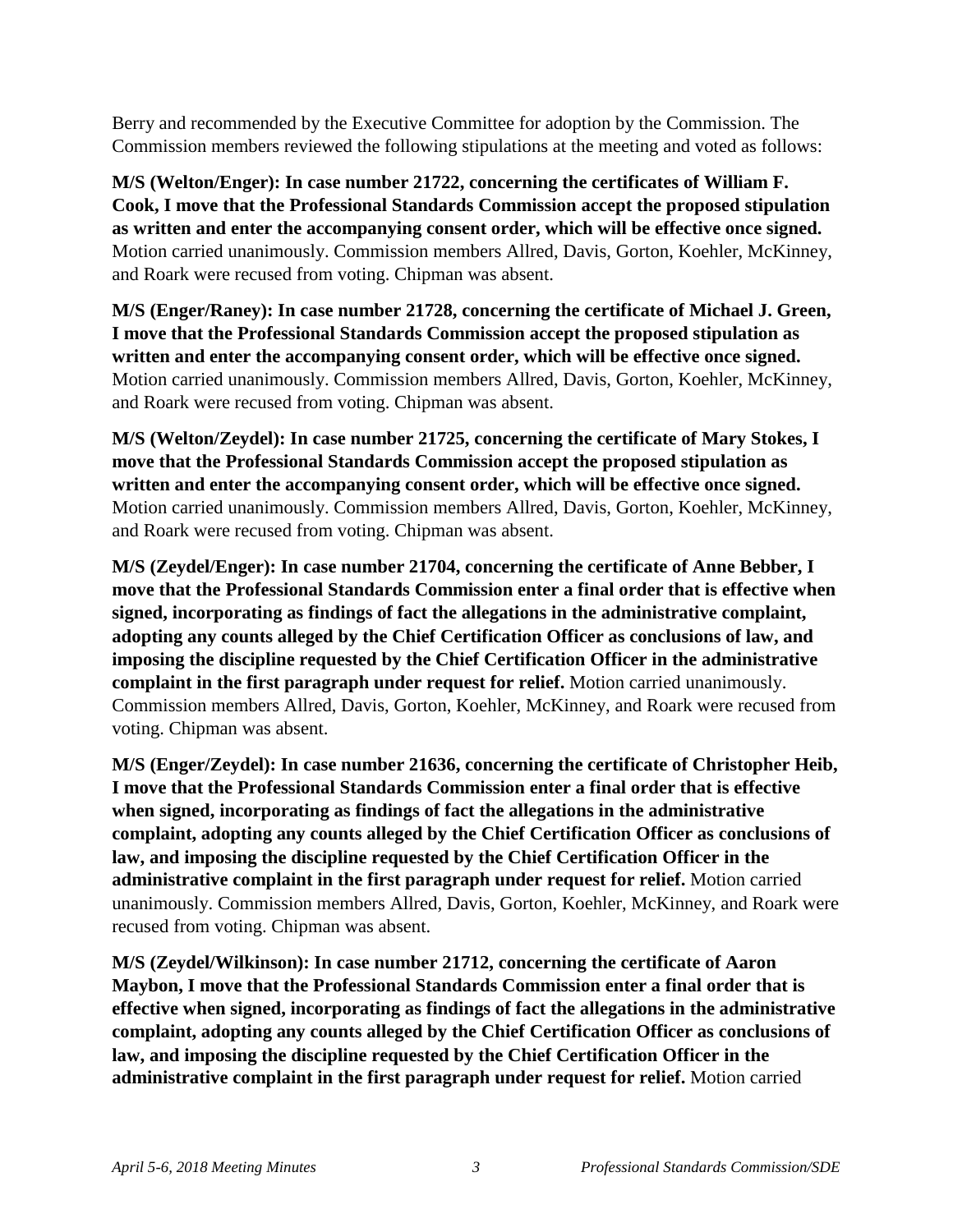Berry and recommended by the Executive Committee for adoption by the Commission. The Commission members reviewed the following stipulations at the meeting and voted as follows:

**M/S (Welton/Enger): In case number 21722, concerning the certificates of William F. Cook, I move that the Professional Standards Commission accept the proposed stipulation as written and enter the accompanying consent order, which will be effective once signed.** Motion carried unanimously. Commission members Allred, Davis, Gorton, Koehler, McKinney, and Roark were recused from voting. Chipman was absent.

**M/S (Enger/Raney): In case number 21728, concerning the certificate of Michael J. Green, I move that the Professional Standards Commission accept the proposed stipulation as written and enter the accompanying consent order, which will be effective once signed.** Motion carried unanimously. Commission members Allred, Davis, Gorton, Koehler, McKinney, and Roark were recused from voting. Chipman was absent.

**M/S (Welton/Zeydel): In case number 21725, concerning the certificate of Mary Stokes, I move that the Professional Standards Commission accept the proposed stipulation as written and enter the accompanying consent order, which will be effective once signed.** Motion carried unanimously. Commission members Allred, Davis, Gorton, Koehler, McKinney, and Roark were recused from voting. Chipman was absent.

**M/S (Zeydel/Enger): In case number 21704, concerning the certificate of Anne Bebber, I move that the Professional Standards Commission enter a final order that is effective when signed, incorporating as findings of fact the allegations in the administrative complaint, adopting any counts alleged by the Chief Certification Officer as conclusions of law, and imposing the discipline requested by the Chief Certification Officer in the administrative complaint in the first paragraph under request for relief.** Motion carried unanimously. Commission members Allred, Davis, Gorton, Koehler, McKinney, and Roark were recused from voting. Chipman was absent.

**M/S (Enger/Zeydel): In case number 21636, concerning the certificate of Christopher Heib, I move that the Professional Standards Commission enter a final order that is effective when signed, incorporating as findings of fact the allegations in the administrative complaint, adopting any counts alleged by the Chief Certification Officer as conclusions of law, and imposing the discipline requested by the Chief Certification Officer in the administrative complaint in the first paragraph under request for relief.** Motion carried unanimously. Commission members Allred, Davis, Gorton, Koehler, McKinney, and Roark were recused from voting. Chipman was absent.

**M/S (Zeydel/Wilkinson): In case number 21712, concerning the certificate of Aaron Maybon, I move that the Professional Standards Commission enter a final order that is effective when signed, incorporating as findings of fact the allegations in the administrative complaint, adopting any counts alleged by the Chief Certification Officer as conclusions of law, and imposing the discipline requested by the Chief Certification Officer in the administrative complaint in the first paragraph under request for relief.** Motion carried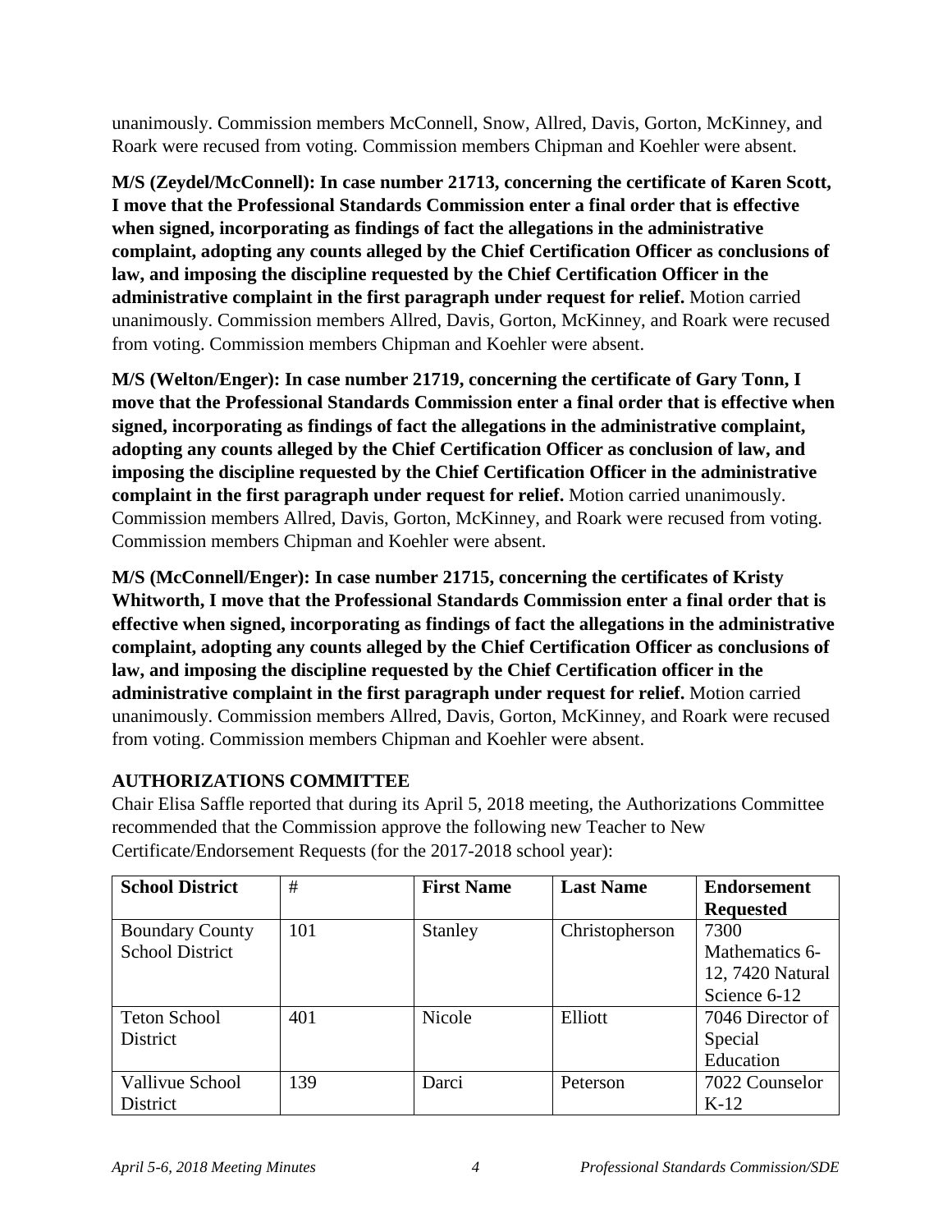unanimously. Commission members McConnell, Snow, Allred, Davis, Gorton, McKinney, and Roark were recused from voting. Commission members Chipman and Koehler were absent.

**M/S (Zeydel/McConnell): In case number 21713, concerning the certificate of Karen Scott, I move that the Professional Standards Commission enter a final order that is effective when signed, incorporating as findings of fact the allegations in the administrative complaint, adopting any counts alleged by the Chief Certification Officer as conclusions of law, and imposing the discipline requested by the Chief Certification Officer in the administrative complaint in the first paragraph under request for relief.** Motion carried unanimously. Commission members Allred, Davis, Gorton, McKinney, and Roark were recused from voting. Commission members Chipman and Koehler were absent.

**M/S (Welton/Enger): In case number 21719, concerning the certificate of Gary Tonn, I move that the Professional Standards Commission enter a final order that is effective when signed, incorporating as findings of fact the allegations in the administrative complaint, adopting any counts alleged by the Chief Certification Officer as conclusion of law, and imposing the discipline requested by the Chief Certification Officer in the administrative complaint in the first paragraph under request for relief.** Motion carried unanimously. Commission members Allred, Davis, Gorton, McKinney, and Roark were recused from voting. Commission members Chipman and Koehler were absent.

**M/S (McConnell/Enger): In case number 21715, concerning the certificates of Kristy Whitworth, I move that the Professional Standards Commission enter a final order that is effective when signed, incorporating as findings of fact the allegations in the administrative complaint, adopting any counts alleged by the Chief Certification Officer as conclusions of law, and imposing the discipline requested by the Chief Certification officer in the administrative complaint in the first paragraph under request for relief.** Motion carried unanimously. Commission members Allred, Davis, Gorton, McKinney, and Roark were recused from voting. Commission members Chipman and Koehler were absent.

**AUTHORIZATIONS COMMITTEE**

Chair Elisa Saffle reported that during its April 5, 2018 meeting, the Authorizations Committee recommended that the Commission approve the following new Teacher to New Certificate/Endorsement Requests (for the 2017-2018 school year):

| School District | # | First Name | Last Name | Endorsement Requested |
|---|---|---|---|---|
| Boundary County School District | 101 | Stanley | Christopherson | 7300 Mathematics 6-12, 7420 Natural Science 6-12 |
| Teton School District | 401 | Nicole | Elliott | 7046 Director of Special Education |
| Vallivue School District | 139 | Darci | Peterson | 7022 Counselor K-12 |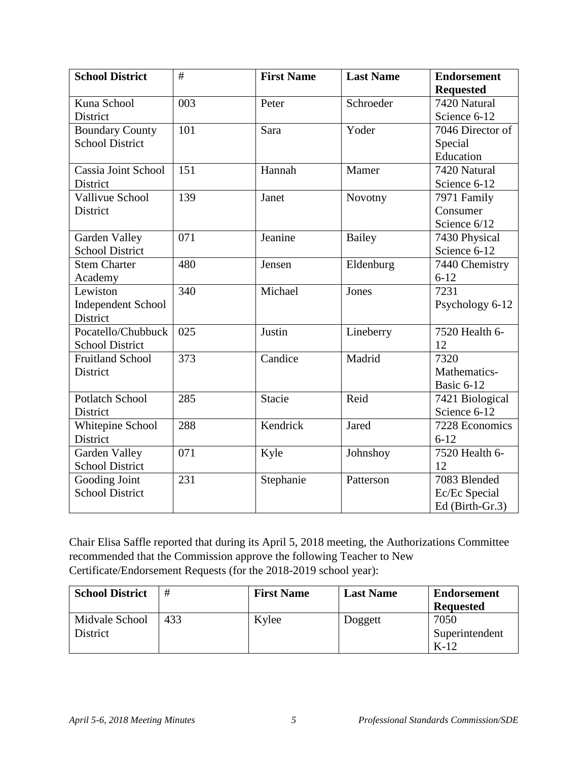| School District | # | First Name | Last Name | Endorsement Requested |
|---|---|---|---|---|
| Kuna School District | 003 | Peter | Schroeder | 7420 Natural Science 6-12 |
| Boundary County School District | 101 | Sara | Yoder | 7046 Director of Special Education |
| Cassia Joint School District | 151 | Hannah | Mamer | 7420 Natural Science 6-12 |
| Vallivue School District | 139 | Janet | Novotny | 7971 Family Consumer Science 6/12 |
| Garden Valley School District | 071 | Jeanine | Bailey | 7430 Physical Science 6-12 |
| Stem Charter Academy | 480 | Jensen | Eldenburg | 7440 Chemistry 6-12 |
| Lewiston Independent School District | 340 | Michael | Jones | 7231 Psychology 6-12 |
| Pocatello/Chubbuck School District | 025 | Justin | Lineberry | 7520 Health 6-12 |
| Fruitland School District | 373 | Candice | Madrid | 7320 Mathematics-Basic 6-12 |
| Potlatch School District | 285 | Stacie | Reid | 7421 Biological Science 6-12 |
| Whitepine School District | 288 | Kendrick | Jared | 7228 Economics 6-12 |
| Garden Valley School District | 071 | Kyle | Johnshoy | 7520 Health 6-12 |
| Gooding Joint School District | 231 | Stephanie | Patterson | 7083 Blended Ec/Ec Special Ed (Birth-Gr.3) |

Chair Elisa Saffle reported that during its April 5, 2018 meeting, the Authorizations Committee recommended that the Commission approve the following Teacher to New Certificate/Endorsement Requests (for the 2018-2019 school year):

| School District | # | First Name | Last Name | Endorsement Requested |
|---|---|---|---|---|
| Midvale School District | 433 | Kylee | Doggett | 7050 Superintendent K-12 |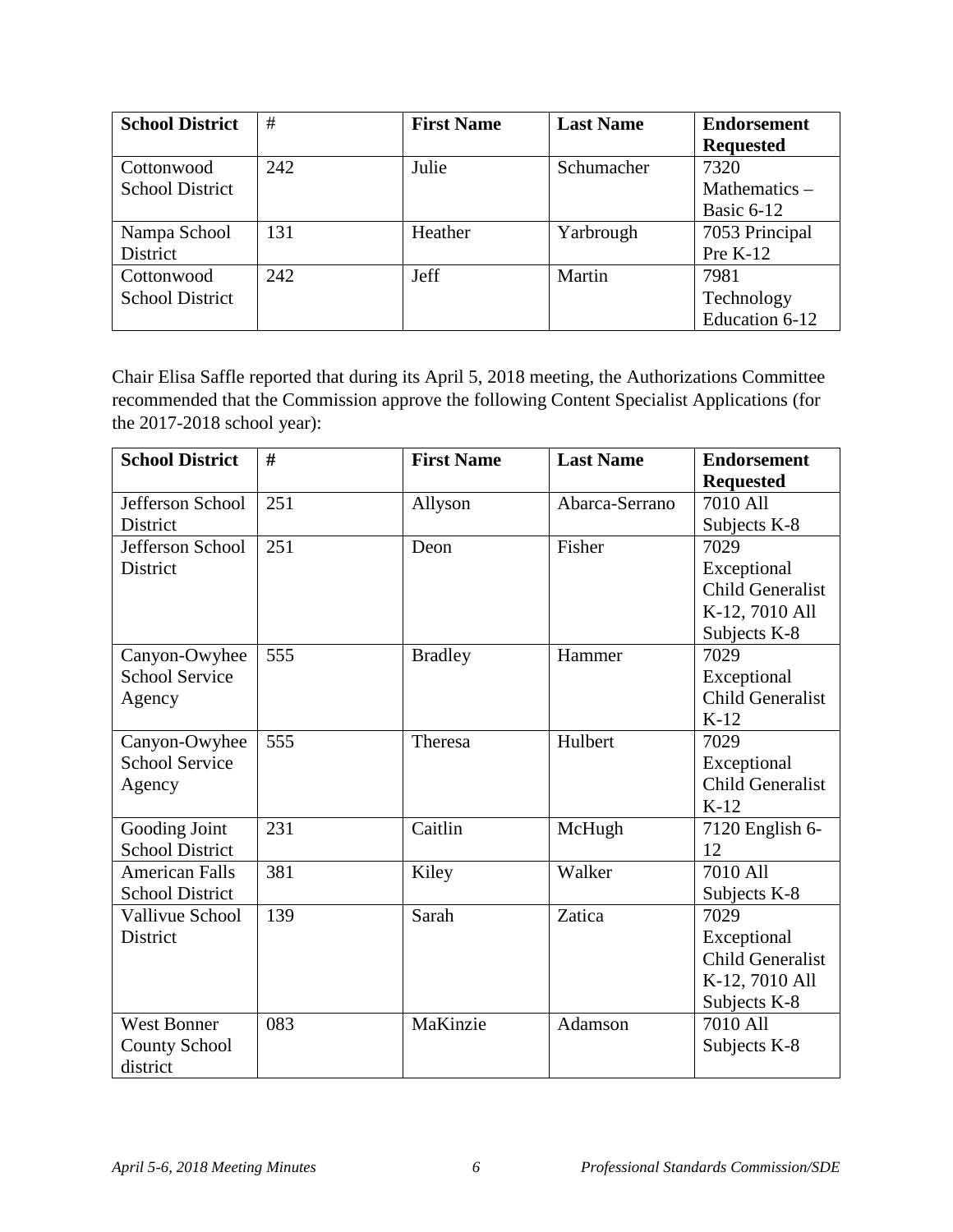| School District | # | First Name | Last Name | Endorsement Requested |
|---|---|---|---|---|
| Cottonwood School District | 242 | Julie | Schumacher | 7320 Mathematics – Basic 6-12 |
| Nampa School District | 131 | Heather | Yarbrough | 7053 Principal Pre K-12 |
| Cottonwood School District | 242 | Jeff | Martin | 7981 Technology Education 6-12 |

Chair Elisa Saffle reported that during its April 5, 2018 meeting, the Authorizations Committee recommended that the Commission approve the following Content Specialist Applications (for the 2017-2018 school year):

| School District | # | First Name | Last Name | Endorsement Requested |
|---|---|---|---|---|
| Jefferson School District | 251 | Allyson | Abarca-Serrano | 7010 All Subjects K-8 |
| Jefferson School District | 251 | Deon | Fisher | 7029 Exceptional Child Generalist K-12, 7010 All Subjects K-8 |
| Canyon-Owyhee School Service Agency | 555 | Bradley | Hammer | 7029 Exceptional Child Generalist K-12 |
| Canyon-Owyhee School Service Agency | 555 | Theresa | Hulbert | 7029 Exceptional Child Generalist K-12 |
| Gooding Joint School District | 231 | Caitlin | McHugh | 7120 English 6-12 |
| American Falls School District | 381 | Kiley | Walker | 7010 All Subjects K-8 |
| Vallivue School District | 139 | Sarah | Zatica | 7029 Exceptional Child Generalist K-12, 7010 All Subjects K-8 |
| West Bonner County School district | 083 | MaKinzie | Adamson | 7010 All Subjects K-8 |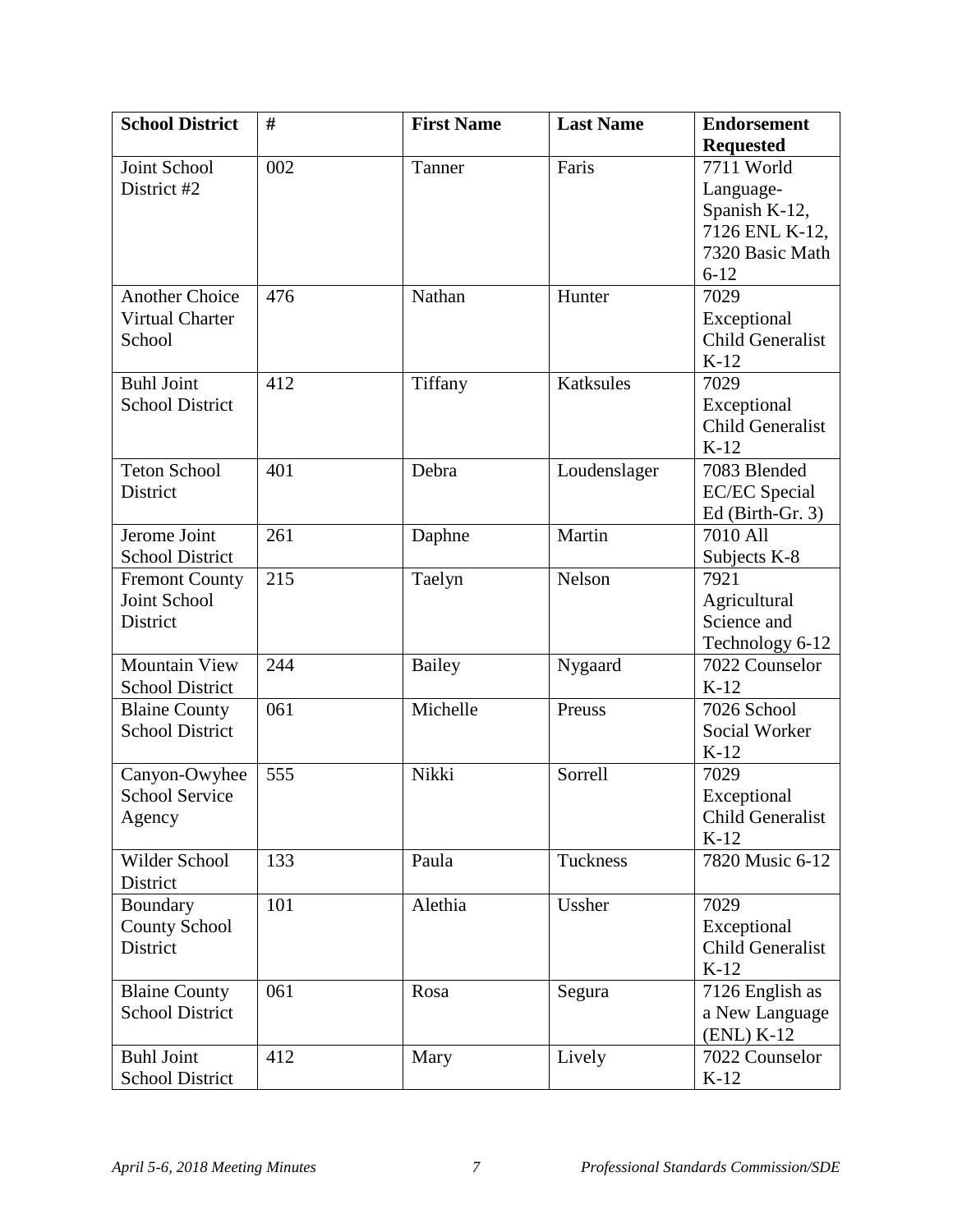| School District | # | First Name | Last Name | Endorsement Requested |
|---|---|---|---|---|
| Joint School District #2 | 002 | Tanner | Faris | 7711 World Language-Spanish K-12, 7126 ENL K-12, 7320 Basic Math 6-12 |
| Another Choice Virtual Charter School | 476 | Nathan | Hunter | 7029 Exceptional Child Generalist K-12 |
| Buhl Joint School District | 412 | Tiffany | Katksules | 7029 Exceptional Child Generalist K-12 |
| Teton School District | 401 | Debra | Loudenslager | 7083 Blended EC/EC Special Ed (Birth-Gr. 3) |
| Jerome Joint School District | 261 | Daphne | Martin | 7010 All Subjects K-8 |
| Fremont County Joint School District | 215 | Taelyn | Nelson | 7921 Agricultural Science and Technology 6-12 |
| Mountain View School District | 244 | Bailey | Nygaard | 7022 Counselor K-12 |
| Blaine County School District | 061 | Michelle | Preuss | 7026 School Social Worker K-12 |
| Canyon-Owyhee School Service Agency | 555 | Nikki | Sorrell | 7029 Exceptional Child Generalist K-12 |
| Wilder School District | 133 | Paula | Tuckness | 7820 Music 6-12 |
| Boundary County School District | 101 | Alethia | Ussher | 7029 Exceptional Child Generalist K-12 |
| Blaine County School District | 061 | Rosa | Segura | 7126 English as a New Language (ENL) K-12 |
| Buhl Joint School District | 412 | Mary | Lively | 7022 Counselor K-12 |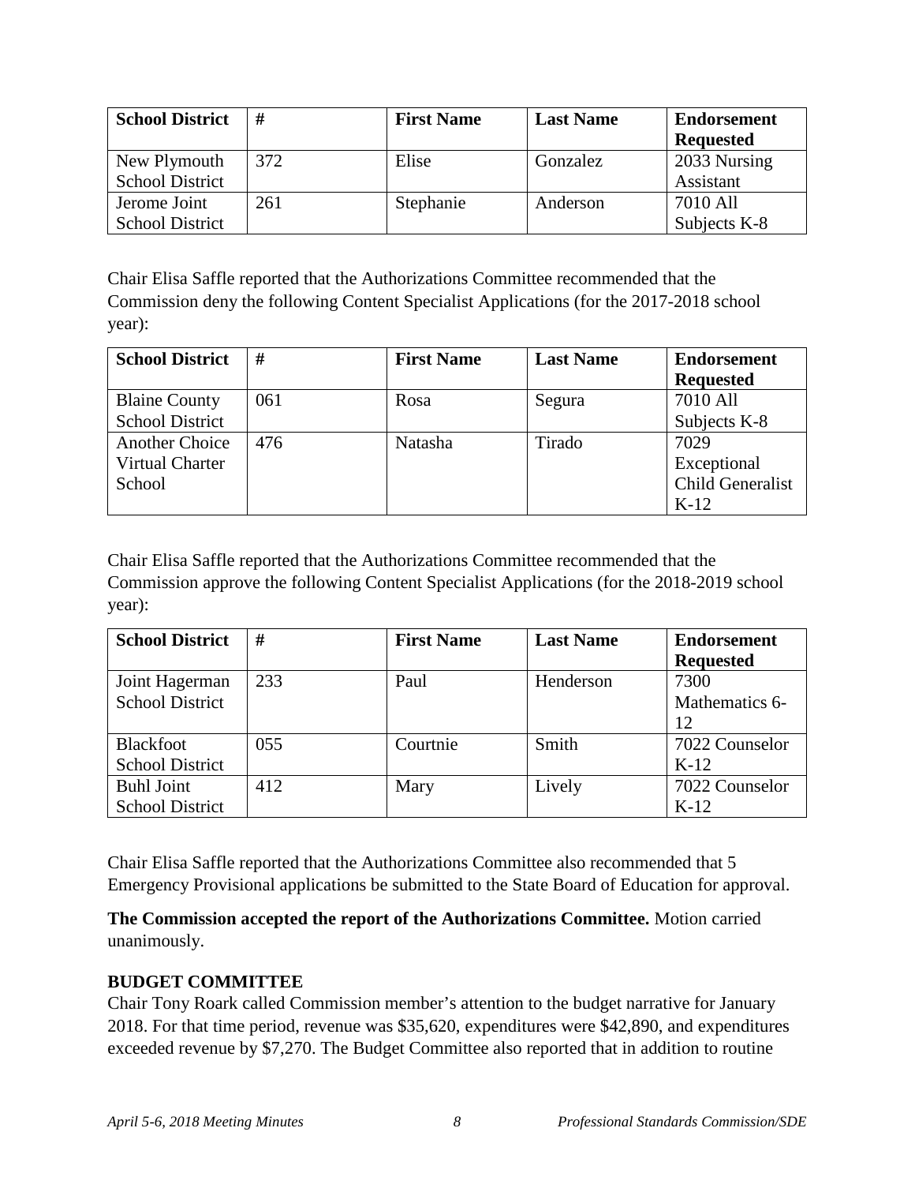| School District | # | First Name | Last Name | Endorsement Requested |
|---|---|---|---|---|
| New Plymouth School District | 372 | Elise | Gonzalez | 2033 Nursing Assistant |
| Jerome Joint School District | 261 | Stephanie | Anderson | 7010 All Subjects K-8 |

Chair Elisa Saffle reported that the Authorizations Committee recommended that the Commission deny the following Content Specialist Applications (for the 2017-2018 school year):

| School District | # | First Name | Last Name | Endorsement Requested |
|---|---|---|---|---|
| Blaine County School District | 061 | Rosa | Segura | 7010 All Subjects K-8 |
| Another Choice Virtual Charter School | 476 | Natasha | Tirado | 7029 Exceptional Child Generalist K-12 |

Chair Elisa Saffle reported that the Authorizations Committee recommended that the Commission approve the following Content Specialist Applications (for the 2018-2019 school year):

| School District | # | First Name | Last Name | Endorsement Requested |
|---|---|---|---|---|
| Joint Hagerman School District | 233 | Paul | Henderson | 7300 Mathematics 6-12 |
| Blackfoot School District | 055 | Courtnie | Smith | 7022 Counselor K-12 |
| Buhl Joint School District | 412 | Mary | Lively | 7022 Counselor K-12 |

Chair Elisa Saffle reported that the Authorizations Committee also recommended that 5 Emergency Provisional applications be submitted to the State Board of Education for approval.

**The Commission accepted the report of the Authorizations Committee.** Motion carried unanimously.

**BUDGET COMMITTEE**

Chair Tony Roark called Commission member's attention to the budget narrative for January 2018. For that time period, revenue was $35,620, expenditures were $42,890, and expenditures exceeded revenue by $7,270. The Budget Committee also reported that in addition to routine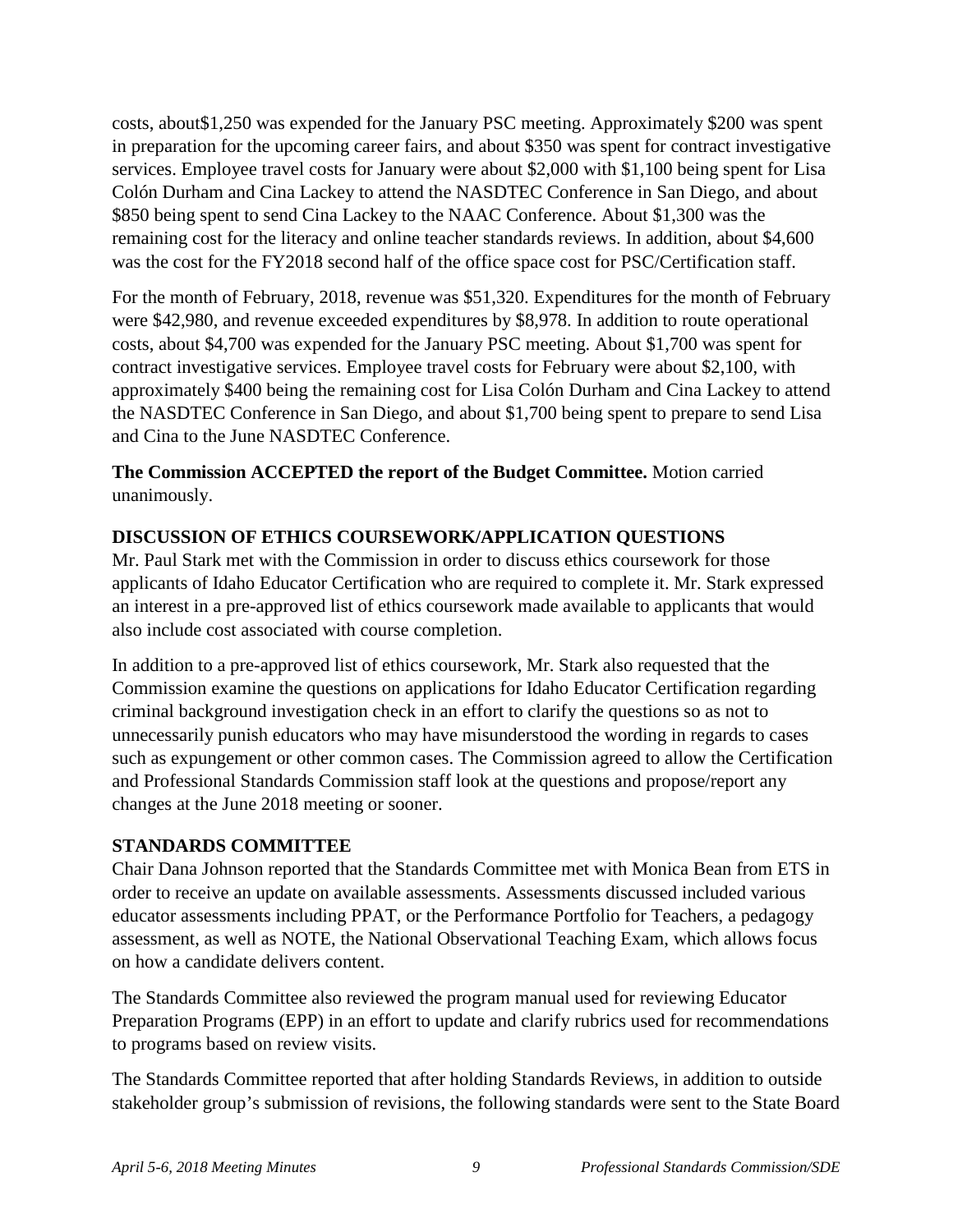costs, about$1,250 was expended for the January PSC meeting. Approximately $200 was spent in preparation for the upcoming career fairs, and about $350 was spent for contract investigative services. Employee travel costs for January were about $2,000 with $1,100 being spent for Lisa Colón Durham and Cina Lackey to attend the NASDTEC Conference in San Diego, and about $850 being spent to send Cina Lackey to the NAAC Conference. About $1,300 was the remaining cost for the literacy and online teacher standards reviews. In addition, about $4,600 was the cost for the FY2018 second half of the office space cost for PSC/Certification staff.

For the month of February, 2018, revenue was $51,320. Expenditures for the month of February were $42,980, and revenue exceeded expenditures by $8,978. In addition to route operational costs, about $4,700 was expended for the January PSC meeting. About $1,700 was spent for contract investigative services. Employee travel costs for February were about $2,100, with approximately $400 being the remaining cost for Lisa Colón Durham and Cina Lackey to attend the NASDTEC Conference in San Diego, and about $1,700 being spent to prepare to send Lisa and Cina to the June NASDTEC Conference.

**The Commission ACCEPTED the report of the Budget Committee.** Motion carried unanimously.

**DISCUSSION OF ETHICS COURSEWORK/APPLICATION QUESTIONS**

Mr. Paul Stark met with the Commission in order to discuss ethics coursework for those applicants of Idaho Educator Certification who are required to complete it. Mr. Stark expressed an interest in a pre-approved list of ethics coursework made available to applicants that would also include cost associated with course completion.

In addition to a pre-approved list of ethics coursework, Mr. Stark also requested that the Commission examine the questions on applications for Idaho Educator Certification regarding criminal background investigation check in an effort to clarify the questions so as not to unnecessarily punish educators who may have misunderstood the wording in regards to cases such as expungement or other common cases. The Commission agreed to allow the Certification and Professional Standards Commission staff look at the questions and propose/report any changes at the June 2018 meeting or sooner.

**STANDARDS COMMITTEE**

Chair Dana Johnson reported that the Standards Committee met with Monica Bean from ETS in order to receive an update on available assessments. Assessments discussed included various educator assessments including PPAT, or the Performance Portfolio for Teachers, a pedagogy assessment, as well as NOTE, the National Observational Teaching Exam, which allows focus on how a candidate delivers content.

The Standards Committee also reviewed the program manual used for reviewing Educator Preparation Programs (EPP) in an effort to update and clarify rubrics used for recommendations to programs based on review visits.

The Standards Committee reported that after holding Standards Reviews, in addition to outside stakeholder group's submission of revisions, the following standards were sent to the State Board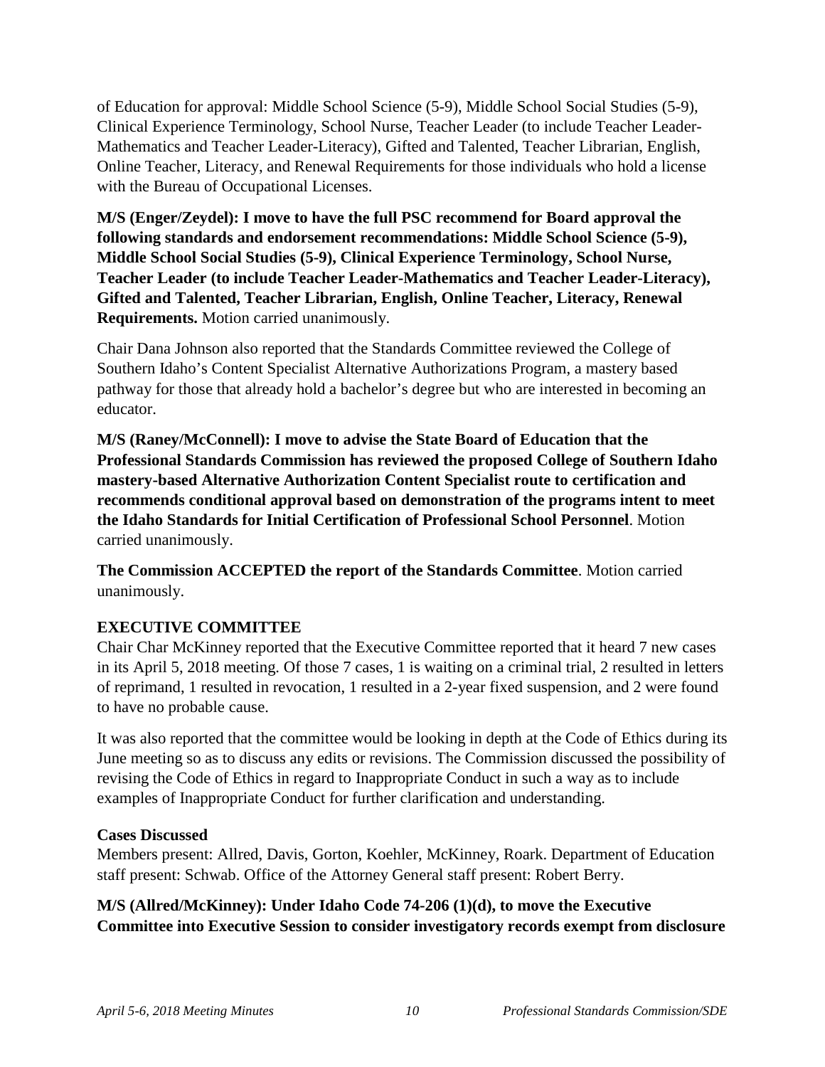of Education for approval: Middle School Science (5-9), Middle School Social Studies (5-9), Clinical Experience Terminology, School Nurse, Teacher Leader (to include Teacher Leader-Mathematics and Teacher Leader-Literacy), Gifted and Talented, Teacher Librarian, English, Online Teacher, Literacy, and Renewal Requirements for those individuals who hold a license with the Bureau of Occupational Licenses.

**M/S (Enger/Zeydel): I move to have the full PSC recommend for Board approval the following standards and endorsement recommendations: Middle School Science (5-9), Middle School Social Studies (5-9), Clinical Experience Terminology, School Nurse, Teacher Leader (to include Teacher Leader-Mathematics and Teacher Leader-Literacy), Gifted and Talented, Teacher Librarian, English, Online Teacher, Literacy, Renewal Requirements.** Motion carried unanimously.

Chair Dana Johnson also reported that the Standards Committee reviewed the College of Southern Idaho's Content Specialist Alternative Authorizations Program, a mastery based pathway for those that already hold a bachelor's degree but who are interested in becoming an educator.

**M/S (Raney/McConnell): I move to advise the State Board of Education that the Professional Standards Commission has reviewed the proposed College of Southern Idaho mastery-based Alternative Authorization Content Specialist route to certification and recommends conditional approval based on demonstration of the programs intent to meet the Idaho Standards for Initial Certification of Professional School Personnel**. Motion carried unanimously.

**The Commission ACCEPTED the report of the Standards Committee**. Motion carried unanimously.

## EXECUTIVE COMMITTEE

Chair Char McKinney reported that the Executive Committee reported that it heard 7 new cases in its April 5, 2018 meeting. Of those 7 cases, 1 is waiting on a criminal trial, 2 resulted in letters of reprimand, 1 resulted in revocation, 1 resulted in a 2-year fixed suspension, and 2 were found to have no probable cause.

It was also reported that the committee would be looking in depth at the Code of Ethics during its June meeting so as to discuss any edits or revisions. The Commission discussed the possibility of revising the Code of Ethics in regard to Inappropriate Conduct in such a way as to include examples of Inappropriate Conduct for further clarification and understanding.

### Cases Discussed

Members present: Allred, Davis, Gorton, Koehler, McKinney, Roark. Department of Education staff present: Schwab. Office of the Attorney General staff present: Robert Berry.

**M/S (Allred/McKinney): Under Idaho Code 74-206 (1)(d), to move the Executive Committee into Executive Session to consider investigatory records exempt from disclosure**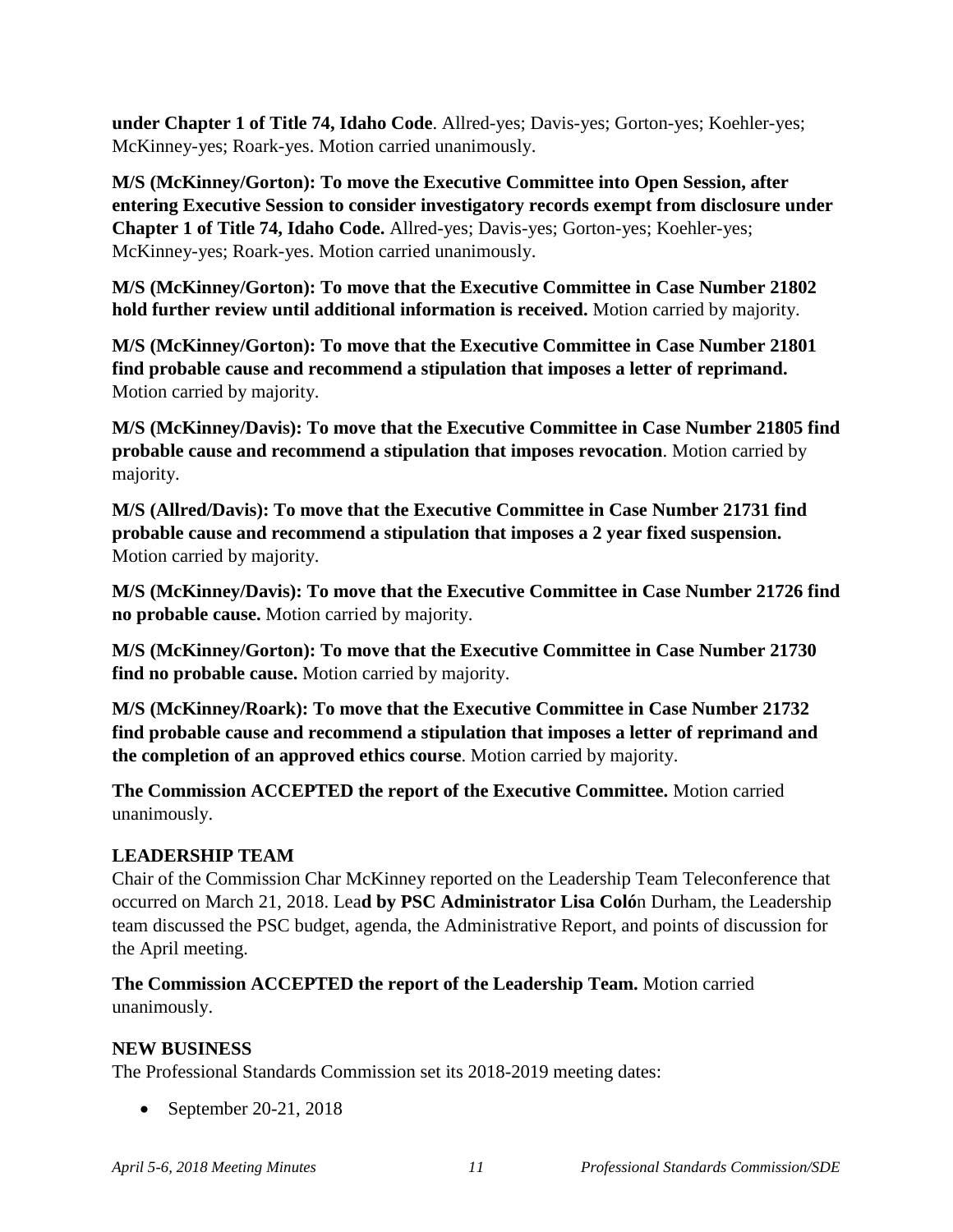**under Chapter 1 of Title 74, Idaho Code**. Allred-yes; Davis-yes; Gorton-yes; Koehler-yes; McKinney-yes; Roark-yes. Motion carried unanimously.

**M/S (McKinney/Gorton): To move the Executive Committee into Open Session, after entering Executive Session to consider investigatory records exempt from disclosure under Chapter 1 of Title 74, Idaho Code.** Allred-yes; Davis-yes; Gorton-yes; Koehler-yes; McKinney-yes; Roark-yes. Motion carried unanimously.

**M/S (McKinney/Gorton): To move that the Executive Committee in Case Number 21802 hold further review until additional information is received.** Motion carried by majority.

**M/S (McKinney/Gorton): To move that the Executive Committee in Case Number 21801 find probable cause and recommend a stipulation that imposes a letter of reprimand.** Motion carried by majority.

**M/S (McKinney/Davis): To move that the Executive Committee in Case Number 21805 find probable cause and recommend a stipulation that imposes revocation**. Motion carried by majority.

**M/S (Allred/Davis): To move that the Executive Committee in Case Number 21731 find probable cause and recommend a stipulation that imposes a 2 year fixed suspension.** Motion carried by majority.

**M/S (McKinney/Davis): To move that the Executive Committee in Case Number 21726 find no probable cause.** Motion carried by majority.

**M/S (McKinney/Gorton): To move that the Executive Committee in Case Number 21730 find no probable cause.** Motion carried by majority.

**M/S (McKinney/Roark): To move that the Executive Committee in Case Number 21732 find probable cause and recommend a stipulation that imposes a letter of reprimand and the completion of an approved ethics course**. Motion carried by majority.

**The Commission ACCEPTED the report of the Executive Committee.** Motion carried unanimously.

**LEADERSHIP TEAM**

Chair of the Commission Char McKinney reported on the Leadership Team Teleconference that occurred on March 21, 2018. Lea**d by PSC Administrator Lisa Coló**n Durham, the Leadership team discussed the PSC budget, agenda, the Administrative Report, and points of discussion for the April meeting.

**The Commission ACCEPTED the report of the Leadership Team.** Motion carried unanimously.

**NEW BUSINESS**

The Professional Standards Commission set its 2018-2019 meeting dates:

- September 20-21, 2018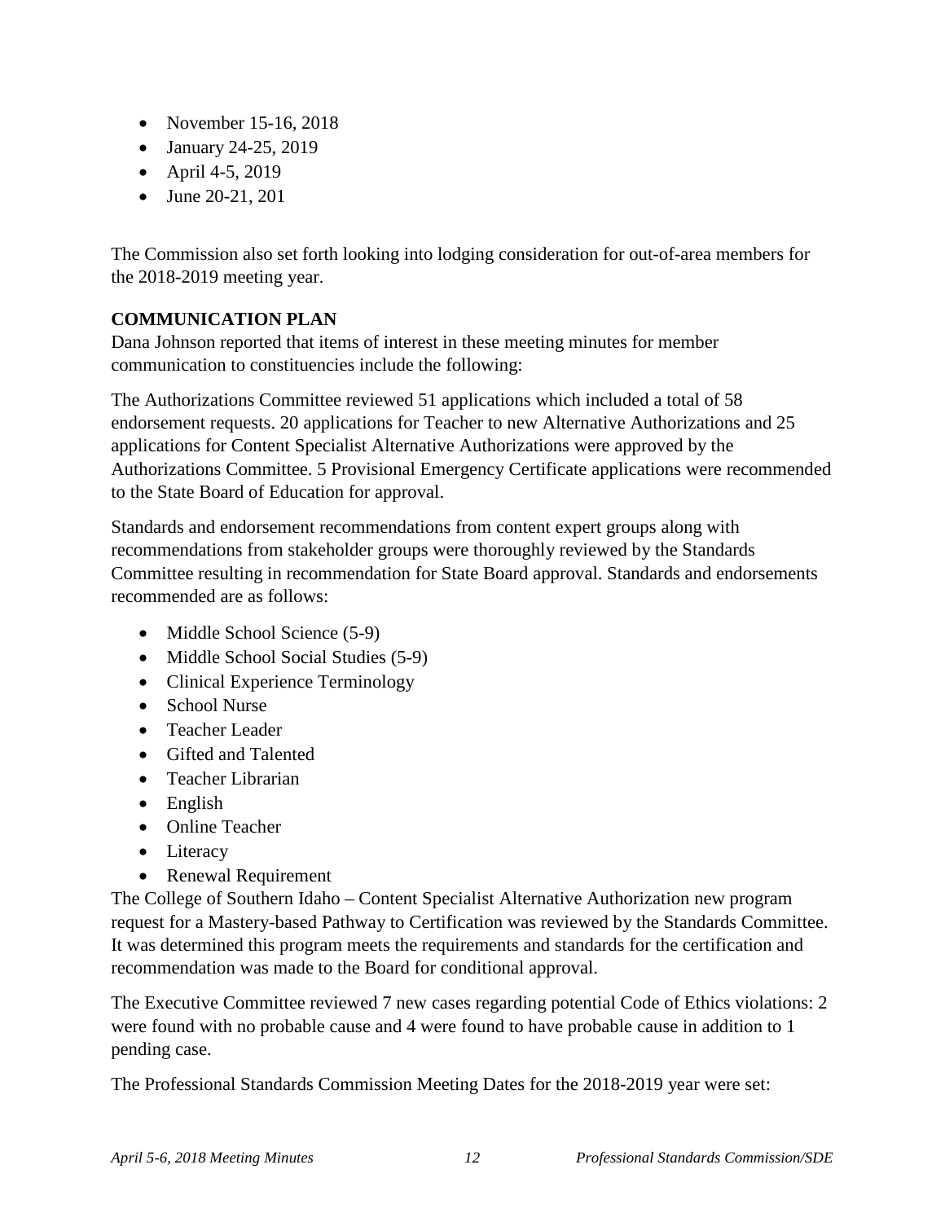- November 15-16, 2018
- January 24-25, 2019
- April 4-5, 2019
- June 20-21, 201

The Commission also set forth looking into lodging consideration for out-of-area members for the 2018-2019 meeting year.

**COMMUNICATION PLAN**
Dana Johnson reported that items of interest in these meeting minutes for member communication to constituencies include the following:

The Authorizations Committee reviewed 51 applications which included a total of 58 endorsement requests. 20 applications for Teacher to new Alternative Authorizations and 25 applications for Content Specialist Alternative Authorizations were approved by the Authorizations Committee. 5 Provisional Emergency Certificate applications were recommended to the State Board of Education for approval.

Standards and endorsement recommendations from content expert groups along with recommendations from stakeholder groups were thoroughly reviewed by the Standards Committee resulting in recommendation for State Board approval. Standards and endorsements recommended are as follows:

- Middle School Science (5-9)
- Middle School Social Studies (5-9)
- Clinical Experience Terminology
- School Nurse
- Teacher Leader
- Gifted and Talented
- Teacher Librarian
- English
- Online Teacher
- Literacy
- Renewal Requirement

The College of Southern Idaho – Content Specialist Alternative Authorization new program request for a Mastery-based Pathway to Certification was reviewed by the Standards Committee. It was determined this program meets the requirements and standards for the certification and recommendation was made to the Board for conditional approval.

The Executive Committee reviewed 7 new cases regarding potential Code of Ethics violations: 2 were found with no probable cause and 4 were found to have probable cause in addition to 1 pending case.

The Professional Standards Commission Meeting Dates for the 2018-2019 year were set: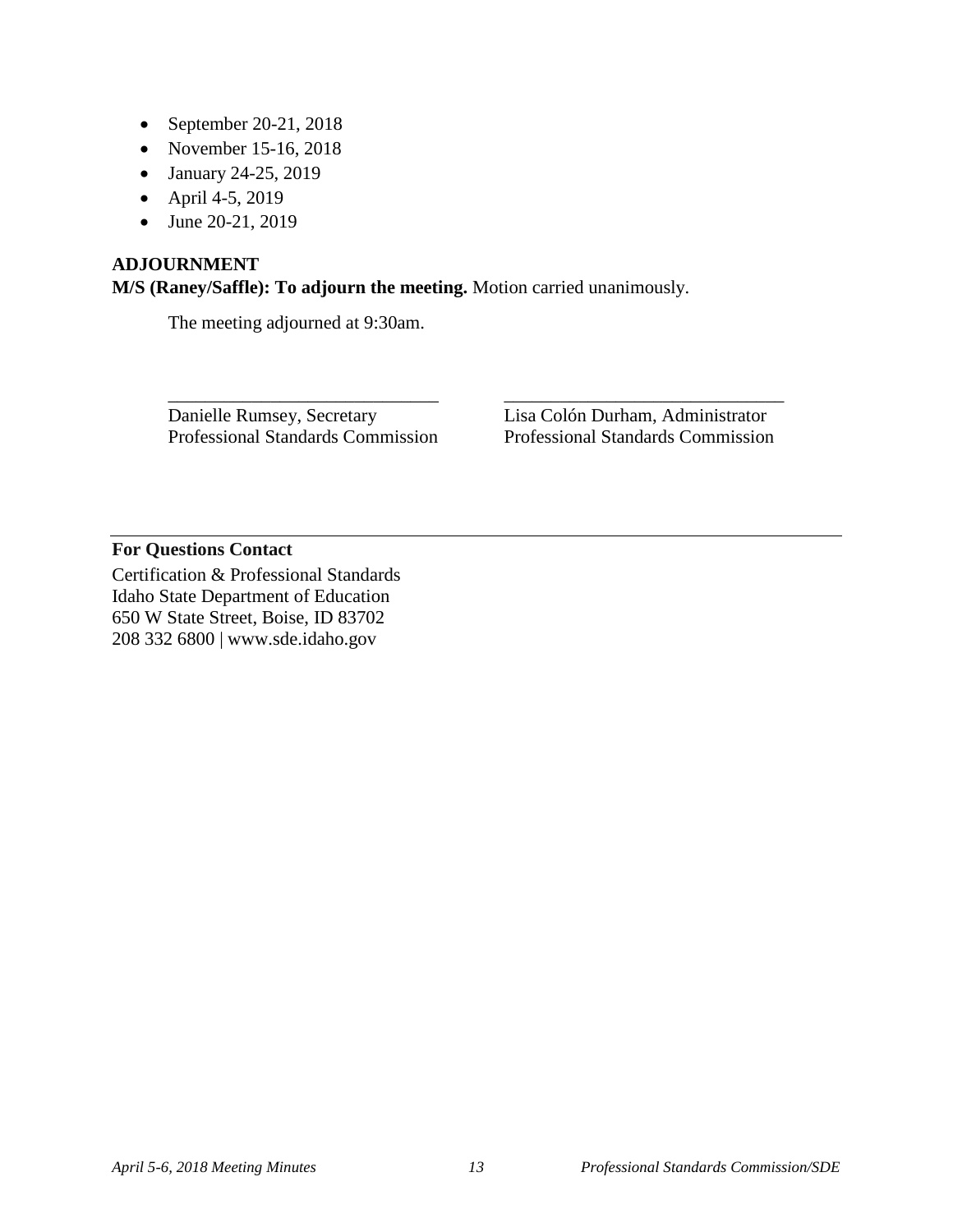- September 20-21, 2018
- November 15-16, 2018
- January 24-25, 2019
- April 4-5, 2019
- June 20-21, 2019

**ADJOURNMENT**

**M/S (Raney/Saffle): To adjourn the meeting.** Motion carried unanimously.

The meeting adjourned at 9:30am.

_____________________________ Danielle Rumsey, Secretary Professional Standards Commission

_____________________________ Lisa Colón Durham, Administrator Professional Standards Commission

**For Questions Contact**

Certification & Professional Standards
Idaho State Department of Education
650 W State Street, Boise, ID 83702
208 332 6800 | www.sde.idaho.gov